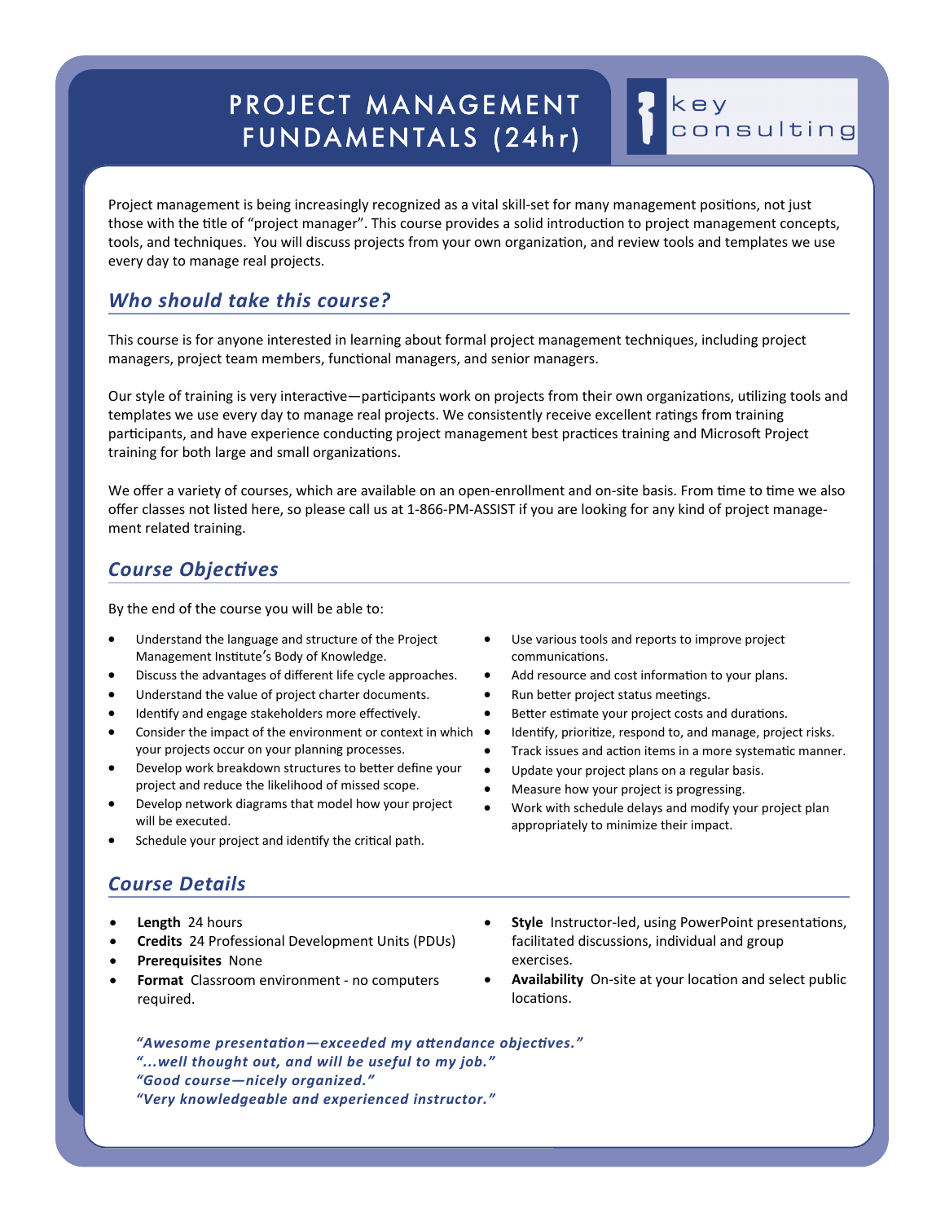# PROJECT MANAGEMENT FUNDAMENTALS (24hr)

key consulting

Project management is being increasingly recognized as a vital skill-set for many management positions, not just those with the title of "project manager". This course provides a solid introduction to project management concepts, tools, and techniques. You will discuss projects from your own organization, and review tools and templates we use every day to manage real projects.

## *Who should take this course?*

This course is for anyone interested in learning about formal project management techniques, including project managers, project team members, functional managers, and senior managers.

Our style of training is very interactive—participants work on projects from their own organizations, utilizing tools and templates we use every day to manage real projects. We consistently receive excellent ratings from training participants, and have experience conducting project management best practices training and Microsoft Project training for both large and small organizations.

We offer a variety of courses, which are available on an open-enrollment and on-site basis. From time to time we also offer classes not listed here, so please call us at 1-866-PM-ASSIST if you are looking for any kind of project management related training.

## *Course Objectives*

By the end of the course you will be able to:

- Understand the language and structure of the Project Management Institute's Body of Knowledge.
- Discuss the advantages of different life cycle approaches.
- Understand the value of project charter documents.
- Identify and engage stakeholders more effectively.
- Consider the impact of the environment or context in which your projects occur on your planning processes.
- Develop work breakdown structures to better define your project and reduce the likelihood of missed scope.
- Develop network diagrams that model how your project will be executed.
- Schedule your project and identify the critical path.
- Use various tools and reports to improve project communications.
- Add resource and cost information to your plans.
- Run better project status meetings.
- Better estimate your project costs and durations.
- Identify, prioritize, respond to, and manage, project risks.
- Track issues and action items in a more systematic manner.
- Update your project plans on a regular basis.
- Measure how your project is progressing.
- Work with schedule delays and modify your project plan appropriately to minimize their impact.

## *Course Details*

- **Length** 24 hours
- **Credits** 24 Professional Development Units (PDUs)
- **Prerequisites** None
- **Format** Classroom environment - no computers required.
- **Style** Instructor-led, using PowerPoint presentations, facilitated discussions, individual and group exercises.
- **Availability** On-site at your location and select public locations.

***"Awesome presentation—exceeded my attendance objectives."***
***"...well thought out, and will be useful to my job."***
***"Good course—nicely organized."***
***"Very knowledgeable and experienced instructor."***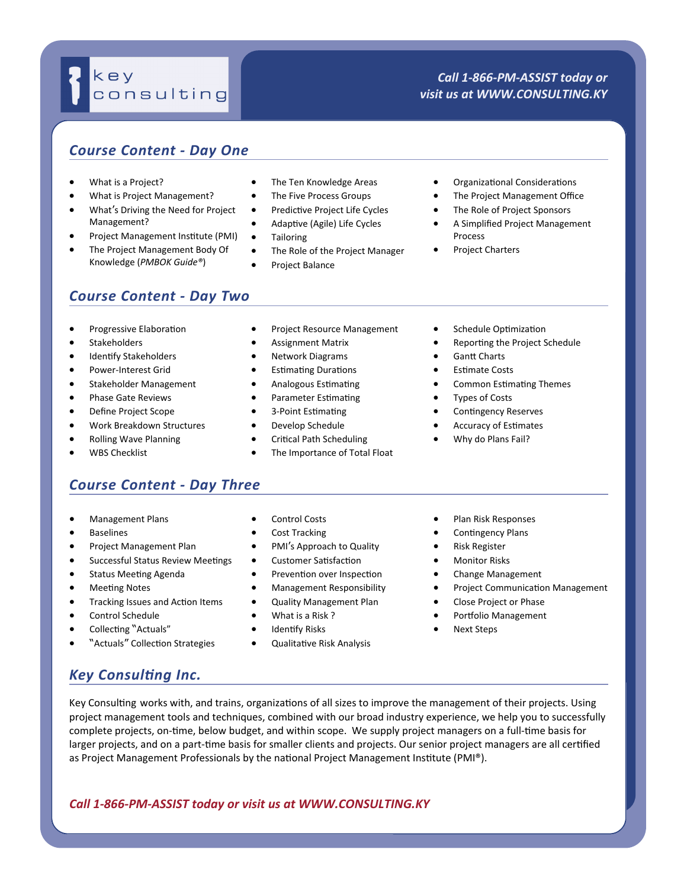key consulting

*Call 1-866-PM-ASSIST today or visit us at WWW.CONSULTING.KY*

## *Course Content - Day One*

- What is a Project?
- What is Project Management?
- What's Driving the Need for Project Management?
- Project Management Institute (PMI)
- The Project Management Body Of Knowledge (*PMBOK Guide®*)
- The Ten Knowledge Areas
- The Five Process Groups
- Predictive Project Life Cycles
- Adaptive (Agile) Life Cycles
- Tailoring
- The Role of the Project Manager
- Project Balance
- Organizational Considerations
- The Project Management Office
- The Role of Project Sponsors
- A Simplified Project Management Process
- Project Charters

## *Course Content - Day Two*

- Progressive Elaboration
- Stakeholders
- Identify Stakeholders
- Power-Interest Grid
- Stakeholder Management
- Phase Gate Reviews
- Define Project Scope
- Work Breakdown Structures
- Rolling Wave Planning
- WBS Checklist
- Project Resource Management
- Assignment Matrix
- Network Diagrams
- Estimating Durations
- Analogous Estimating
- Parameter Estimating
- 3-Point Estimating
- Develop Schedule
- Critical Path Scheduling
- The Importance of Total Float
- Schedule Optimization
- Reporting the Project Schedule
- Gantt Charts
- Estimate Costs
- Common Estimating Themes
- Types of Costs
- Contingency Reserves
- Accuracy of Estimates
- Why do Plans Fail?

## *Course Content - Day Three*

- Management Plans
- Baselines
- Project Management Plan
- Successful Status Review Meetings
- Status Meeting Agenda
- Meeting Notes
- Tracking Issues and Action Items
- Control Schedule
- Collecting "Actuals"
- "Actuals" Collection Strategies
- Control Costs
- Cost Tracking
- PMI's Approach to Quality
- Customer Satisfaction
- Prevention over Inspection
- Management Responsibility
- Quality Management Plan
- What is a Risk ?
- Identify Risks
- Qualitative Risk Analysis
- Plan Risk Responses
- Contingency Plans
- Risk Register
- Monitor Risks
- Change Management
- Project Communication Management
- Close Project or Phase
- Portfolio Management
- Next Steps

## *Key Consulting Inc.*

Key Consulting works with, and trains, organizations of all sizes to improve the management of their projects. Using project management tools and techniques, combined with our broad industry experience, we help you to successfully complete projects, on-time, below budget, and within scope. We supply project managers on a full-time basis for larger projects, and on a part-time basis for smaller clients and projects. Our senior project managers are all certified as Project Management Professionals by the national Project Management Institute (PMI®).

*Call 1-866-PM-ASSIST today or visit us at WWW.CONSULTING.KY*